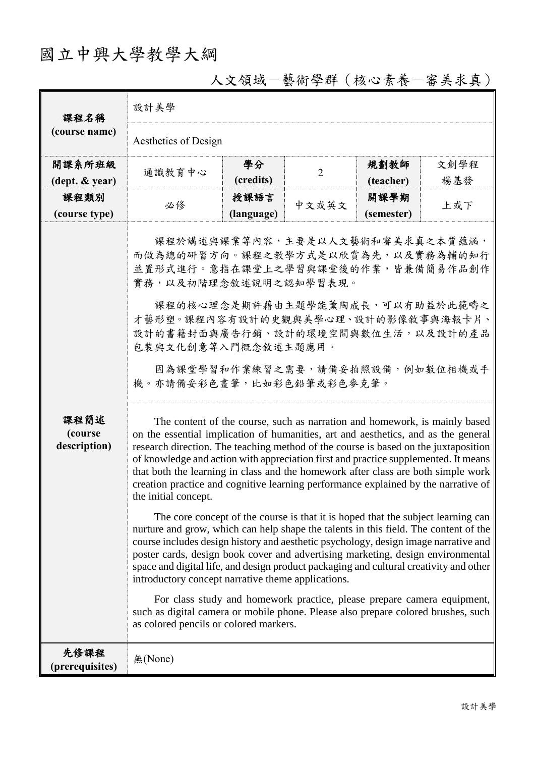# 國立中興大學教學大綱

人文領域－藝術學群（核心素養－審美求真）

| 課程名稱 (course name) | 設計美學<br>Aesthetics of Design | | | | |
|---|---|---|---|---|---|
| 開課系所班級 (dept. & year) | 通識教育中心 | 學分 (credits) | 2 | 規劃教師 (teacher) | 文創學程 楊基發 |
| 課程類別 (course type) | 必修 | 授課語言 (language) | 中文或英文 | 開課學期 (semester) | 上或下 |
| 課程簡述 (course description) | 課程於講述與課業等內容，主要是以人文藝術和審美求真之本質蘊涵，而做為總的研習方向。課程之教學方式是以欣賞為先，以及實務為輔的知行並置形式進行。意指在課堂上之學習與課堂後的作業，皆兼備簡易作品創作實務，以及初階理念敘述說明之認知學習表現。<br><br>課程的核心理念是期許藉由主題學能薰陶成長，可以有助益於此範疇之才藝形塑。課程內容有設計的史觀與美學心理、設計的影像敘事與海報卡片、設計的書籍封面與廣告行銷、設計的環境空間與數位生活，以及設計的產品包裝與文化創意等入門概念敘述主題應用。<br><br>因為課堂學習和作業練習之需要，請備妥拍照設備，例如數位相機或手機。亦請備妥彩色畫筆，比如彩色鉛筆或彩色麥克筆。<br><br>The content of the course, such as narration and homework, is mainly based on the essential implication of humanities, art and aesthetics, and as the general research direction. The teaching method of the course is based on the juxtaposition of knowledge and action with appreciation first and practice supplemented. It means that both the learning in class and the homework after class are both simple work creation practice and cognitive learning performance explained by the narrative of the initial concept.<br><br>The core concept of the course is that it is hoped that the subject learning can nurture and grow, which can help shape the talents in this field. The content of the course includes design history and aesthetic psychology, design image narrative and poster cards, design book cover and advertising marketing, design environmental space and digital life, and design product packaging and cultural creativity and other introductory concept narrative theme applications.<br><br>For class study and homework practice, please prepare camera equipment, such as digital camera or mobile phone. Please also prepare colored brushes, such as colored pencils or colored markers. | | | | | |
| 先修課程 (prerequisites) | 無(None) | | | | |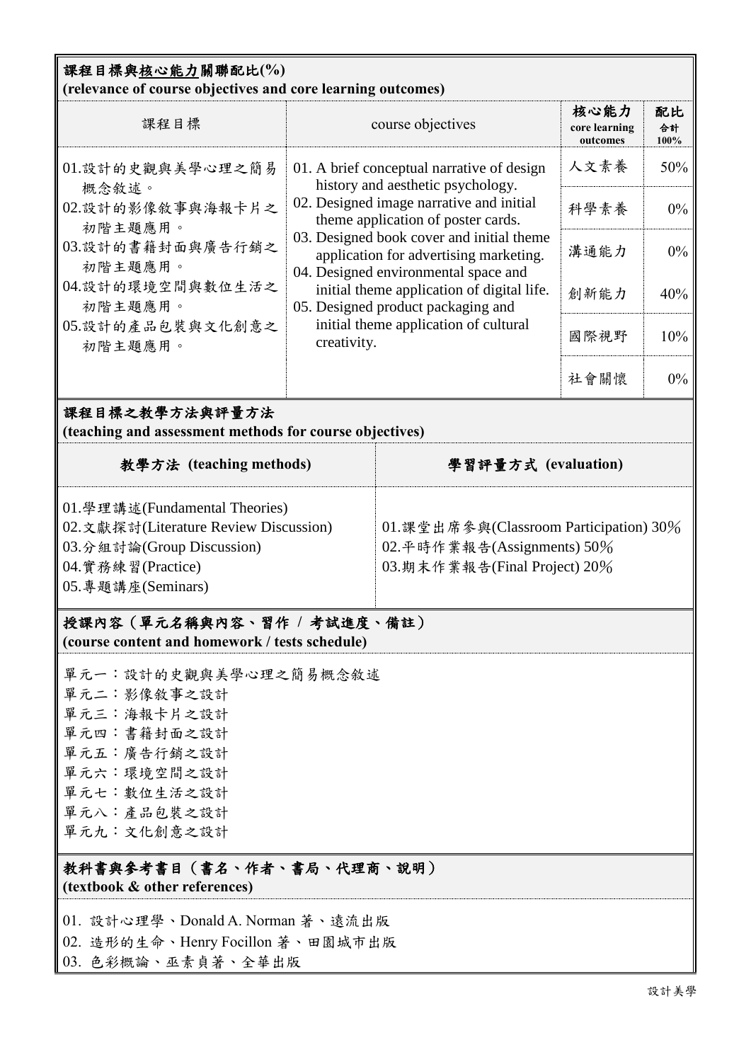## 課程目標與核心能力關聯配比(%)
**(relevance of course objectives and core learning outcomes)**

| 課程目標 | course objectives | 核心能力 core learning outcomes | 配比 合計 100% |
|---|---|---|---|
| 01.設計的史觀與美學心理之簡易概念敘述。<br>02.設計的影像敘事與海報卡片之初階主題應用。<br>03.設計的書籍封面與廣告行銷之初階主題應用。<br>04.設計的環境空間與數位生活之初階主題應用。<br>05.設計的產品包裝與文化創意之初階主題應用。 | 01. A brief conceptual narrative of design history and aesthetic psychology.<br>02. Designed image narrative and initial theme application of poster cards.<br>03. Designed book cover and initial theme application for advertising marketing.<br>04. Designed environmental space and initial theme application of digital life.<br>05. Designed product packaging and initial theme application of cultural creativity. | 人文素養 | 50% |
| | | 科學素養 | 0% |
| | | 溝通能力 | 0% |
| | | 創新能力 | 40% |
| | | 國際視野 | 10% |
| | | 社會關懷 | 0% |

## 課程目標之教學方法與評量方法
**(teaching and assessment methods for course objectives)**

| 教學方法 (teaching methods) | 學習評量方式 (evaluation) |
|---|---|
| 01.學理講述(Fundamental Theories)<br>02.文獻探討(Literature Review Discussion)<br>03.分組討論(Group Discussion)<br>04.實務練習(Practice)<br>05.專題講座(Seminars) | 01.課堂出席參與(Classroom Participation) 30%<br>02.平時作業報告(Assignments) 50%<br>03.期末作業報告(Final Project) 20% |

## 授課內容（單元名稱與內容、習作 / 考試進度、備註）
**(course content and homework / tests schedule)**

單元一：設計的史觀與美學心理之簡易概念敘述
單元二：影像敘事之設計
單元三：海報卡片之設計
單元四：書籍封面之設計
單元五：廣告行銷之設計
單元六：環境空間之設計
單元七：數位生活之設計
單元八：產品包裝之設計
單元九：文化創意之設計

## 教科書與參考書目（書名、作者、書局、代理商、說明）
**(textbook & other references)**

01. 設計心理學、Donald A. Norman 著、遠流出版
02. 造形的生命、Henry Focillon 著、田園城市出版
03. 色彩概論、巫素貞著、全華出版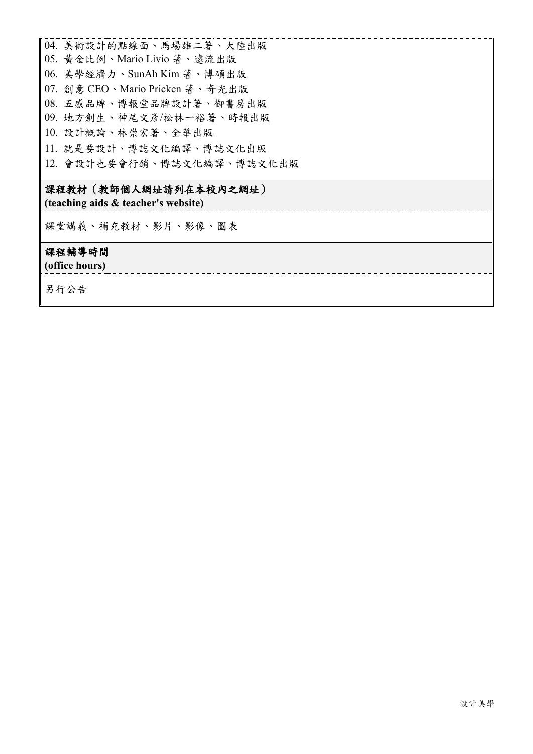04. 美術設計的點線面、馬場雄二著、大陸出版
05. 黃金比例、Mario Livio 著、遠流出版
06. 美學經濟力、SunAh Kim 著、博碩出版
07. 創意 CEO、Mario Pricken 著、奇光出版
08. 五感品牌、博報堂品牌設計著、御書房出版
09. 地方創生、神尾文彥/松林一裕著、時報出版
10. 設計概論、林崇宏著、全華出版
11. 就是要設計、博誌文化編譯、博誌文化出版
12. 會設計也要會行銷、博誌文化編譯、博誌文化出版

**課程教材（教師個人網址請列在本校內之網址）**
**(teaching aids & teacher's website)**

課堂講義、補充教材、影片、影像、圖表

**課程輔導時間**
**(office hours)**

另行公告